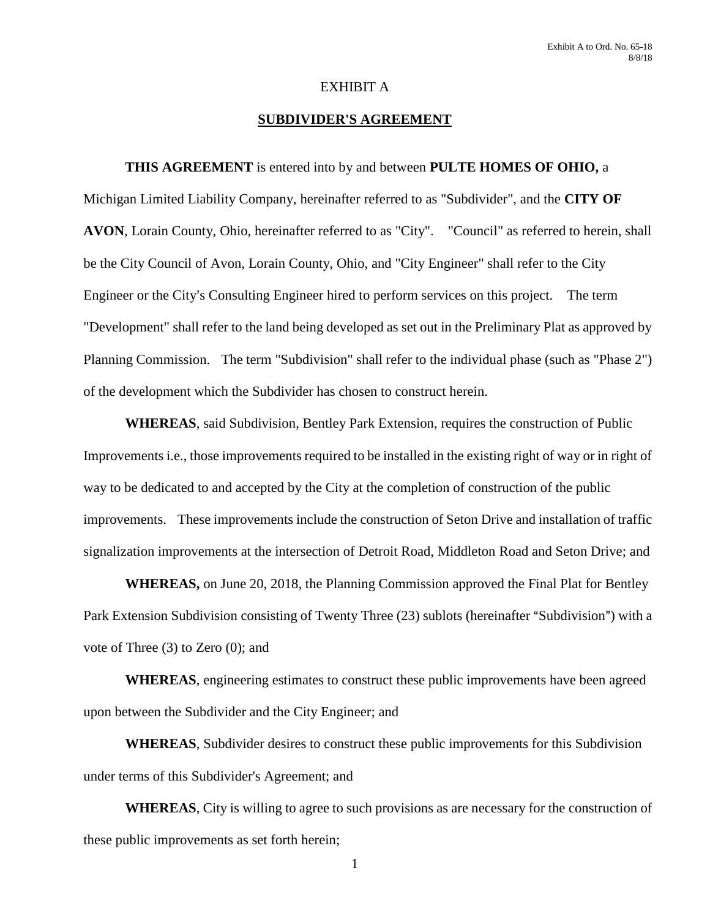Exhibit A to Ord. No. 65-18
8/8/18

EXHIBIT A

# SUBDIVIDER'S AGREEMENT

**THIS AGREEMENT** is entered into by and between **PULTE HOMES OF OHIO,** a Michigan Limited Liability Company, hereinafter referred to as "Subdivider", and the **CITY OF AVON**, Lorain County, Ohio, hereinafter referred to as "City". "Council" as referred to herein, shall be the City Council of Avon, Lorain County, Ohio, and "City Engineer" shall refer to the City Engineer or the City's Consulting Engineer hired to perform services on this project. The term "Development" shall refer to the land being developed as set out in the Preliminary Plat as approved by Planning Commission. The term "Subdivision" shall refer to the individual phase (such as "Phase 2") of the development which the Subdivider has chosen to construct herein.

**WHEREAS**, said Subdivision, Bentley Park Extension, requires the construction of Public Improvements i.e., those improvements required to be installed in the existing right of way or in right of way to be dedicated to and accepted by the City at the completion of construction of the public improvements. These improvements include the construction of Seton Drive and installation of traffic signalization improvements at the intersection of Detroit Road, Middleton Road and Seton Drive; and

**WHEREAS,** on June 20, 2018, the Planning Commission approved the Final Plat for Bentley Park Extension Subdivision consisting of Twenty Three (23) sublots (hereinafter "Subdivision") with a vote of Three (3) to Zero (0); and

**WHEREAS**, engineering estimates to construct these public improvements have been agreed upon between the Subdivider and the City Engineer; and

**WHEREAS**, Subdivider desires to construct these public improvements for this Subdivision under terms of this Subdivider's Agreement; and

**WHEREAS**, City is willing to agree to such provisions as are necessary for the construction of these public improvements as set forth herein;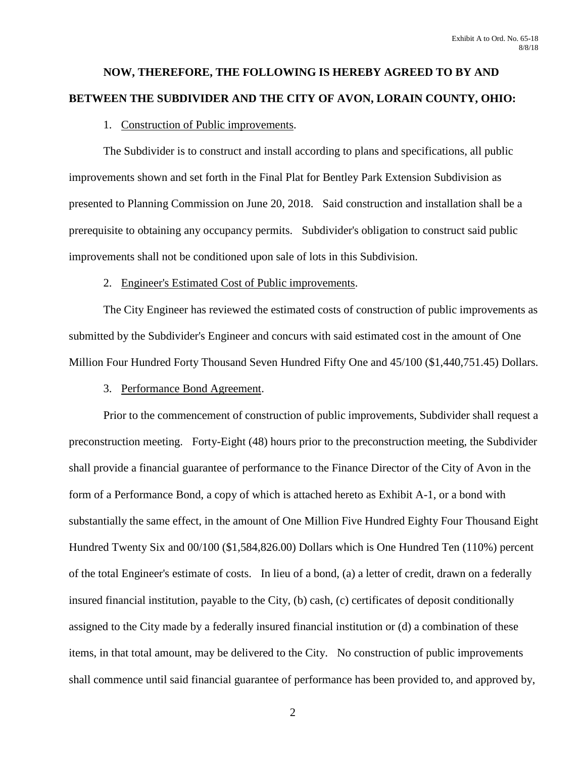**NOW, THEREFORE, THE FOLLOWING IS HEREBY AGREED TO BY AND BETWEEN THE SUBDIVIDER AND THE CITY OF AVON, LORAIN COUNTY, OHIO:**

1. Construction of Public improvements.

The Subdivider is to construct and install according to plans and specifications, all public improvements shown and set forth in the Final Plat for Bentley Park Extension Subdivision as presented to Planning Commission on June 20, 2018. Said construction and installation shall be a prerequisite to obtaining any occupancy permits. Subdivider's obligation to construct said public improvements shall not be conditioned upon sale of lots in this Subdivision.

2. Engineer's Estimated Cost of Public improvements.

The City Engineer has reviewed the estimated costs of construction of public improvements as submitted by the Subdivider's Engineer and concurs with said estimated cost in the amount of One Million Four Hundred Forty Thousand Seven Hundred Fifty One and 45/100 ($1,440,751.45) Dollars.

3. Performance Bond Agreement.

Prior to the commencement of construction of public improvements, Subdivider shall request a preconstruction meeting. Forty-Eight (48) hours prior to the preconstruction meeting, the Subdivider shall provide a financial guarantee of performance to the Finance Director of the City of Avon in the form of a Performance Bond, a copy of which is attached hereto as Exhibit A-1, or a bond with substantially the same effect, in the amount of One Million Five Hundred Eighty Four Thousand Eight Hundred Twenty Six and 00/100 ($1,584,826.00) Dollars which is One Hundred Ten (110%) percent of the total Engineer's estimate of costs. In lieu of a bond, (a) a letter of credit, drawn on a federally insured financial institution, payable to the City, (b) cash, (c) certificates of deposit conditionally assigned to the City made by a federally insured financial institution or (d) a combination of these items, in that total amount, may be delivered to the City. No construction of public improvements shall commence until said financial guarantee of performance has been provided to, and approved by,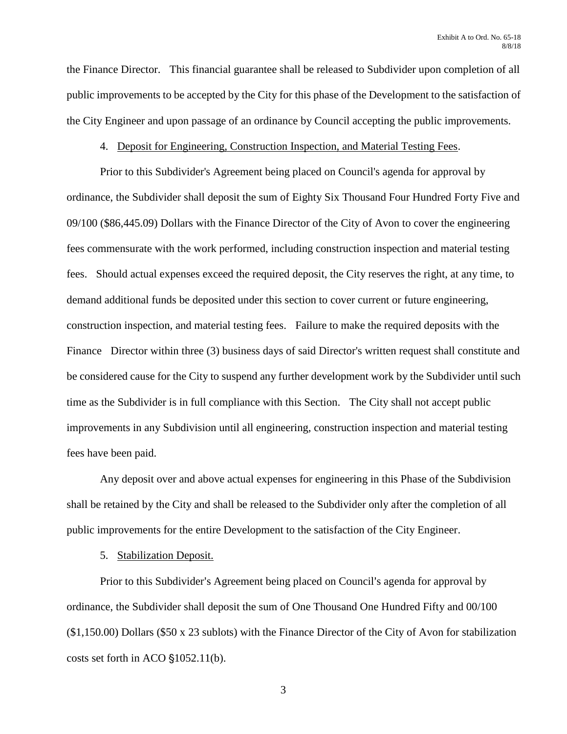the Finance Director. This financial guarantee shall be released to Subdivider upon completion of all public improvements to be accepted by the City for this phase of the Development to the satisfaction of the City Engineer and upon passage of an ordinance by Council accepting the public improvements.

4. <u>Deposit for Engineering, Construction Inspection, and Material Testing Fees</u>.

Prior to this Subdivider's Agreement being placed on Council's agenda for approval by ordinance, the Subdivider shall deposit the sum of Eighty Six Thousand Four Hundred Forty Five and 09/100 ($86,445.09) Dollars with the Finance Director of the City of Avon to cover the engineering fees commensurate with the work performed, including construction inspection and material testing fees. Should actual expenses exceed the required deposit, the City reserves the right, at any time, to demand additional funds be deposited under this section to cover current or future engineering, construction inspection, and material testing fees. Failure to make the required deposits with the Finance Director within three (3) business days of said Director's written request shall constitute and be considered cause for the City to suspend any further development work by the Subdivider until such time as the Subdivider is in full compliance with this Section. The City shall not accept public improvements in any Subdivision until all engineering, construction inspection and material testing fees have been paid.

Any deposit over and above actual expenses for engineering in this Phase of the Subdivision shall be retained by the City and shall be released to the Subdivider only after the completion of all public improvements for the entire Development to the satisfaction of the City Engineer.

5. <u>Stabilization Deposit.</u>

Prior to this Subdivider's Agreement being placed on Council's agenda for approval by ordinance, the Subdivider shall deposit the sum of One Thousand One Hundred Fifty and 00/100 ($1,150.00) Dollars ($50 x 23 sublots) with the Finance Director of the City of Avon for stabilization costs set forth in ACO §1052.11(b).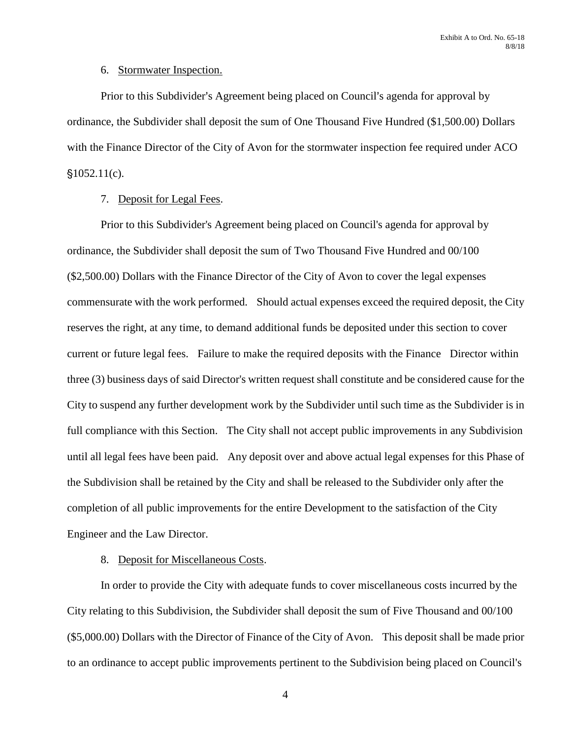6. Stormwater Inspection.

Prior to this Subdivider's Agreement being placed on Council's agenda for approval by ordinance, the Subdivider shall deposit the sum of One Thousand Five Hundred ($1,500.00) Dollars with the Finance Director of the City of Avon for the stormwater inspection fee required under ACO §1052.11(c).

7. Deposit for Legal Fees.

Prior to this Subdivider's Agreement being placed on Council's agenda for approval by ordinance, the Subdivider shall deposit the sum of Two Thousand Five Hundred and 00/100 ($2,500.00) Dollars with the Finance Director of the City of Avon to cover the legal expenses commensurate with the work performed. Should actual expenses exceed the required deposit, the City reserves the right, at any time, to demand additional funds be deposited under this section to cover current or future legal fees. Failure to make the required deposits with the Finance Director within three (3) business days of said Director's written request shall constitute and be considered cause for the City to suspend any further development work by the Subdivider until such time as the Subdivider is in full compliance with this Section. The City shall not accept public improvements in any Subdivision until all legal fees have been paid. Any deposit over and above actual legal expenses for this Phase of the Subdivision shall be retained by the City and shall be released to the Subdivider only after the completion of all public improvements for the entire Development to the satisfaction of the City Engineer and the Law Director.

8. Deposit for Miscellaneous Costs.

In order to provide the City with adequate funds to cover miscellaneous costs incurred by the City relating to this Subdivision, the Subdivider shall deposit the sum of Five Thousand and 00/100 ($5,000.00) Dollars with the Director of Finance of the City of Avon. This deposit shall be made prior to an ordinance to accept public improvements pertinent to the Subdivision being placed on Council's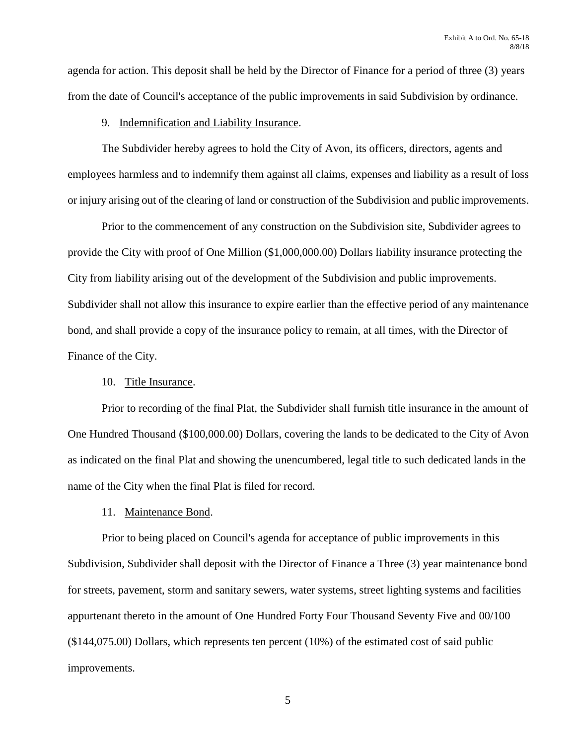agenda for action. This deposit shall be held by the Director of Finance for a period of three (3) years from the date of Council's acceptance of the public improvements in said Subdivision by ordinance.

9. Indemnification and Liability Insurance.

The Subdivider hereby agrees to hold the City of Avon, its officers, directors, agents and employees harmless and to indemnify them against all claims, expenses and liability as a result of loss or injury arising out of the clearing of land or construction of the Subdivision and public improvements.

Prior to the commencement of any construction on the Subdivision site, Subdivider agrees to provide the City with proof of One Million ($1,000,000.00) Dollars liability insurance protecting the City from liability arising out of the development of the Subdivision and public improvements. Subdivider shall not allow this insurance to expire earlier than the effective period of any maintenance bond, and shall provide a copy of the insurance policy to remain, at all times, with the Director of Finance of the City.

10. Title Insurance.

Prior to recording of the final Plat, the Subdivider shall furnish title insurance in the amount of One Hundred Thousand ($100,000.00) Dollars, covering the lands to be dedicated to the City of Avon as indicated on the final Plat and showing the unencumbered, legal title to such dedicated lands in the name of the City when the final Plat is filed for record.

11. Maintenance Bond.

Prior to being placed on Council's agenda for acceptance of public improvements in this Subdivision, Subdivider shall deposit with the Director of Finance a Three (3) year maintenance bond for streets, pavement, storm and sanitary sewers, water systems, street lighting systems and facilities appurtenant thereto in the amount of One Hundred Forty Four Thousand Seventy Five and 00/100 ($144,075.00) Dollars, which represents ten percent (10%) of the estimated cost of said public improvements.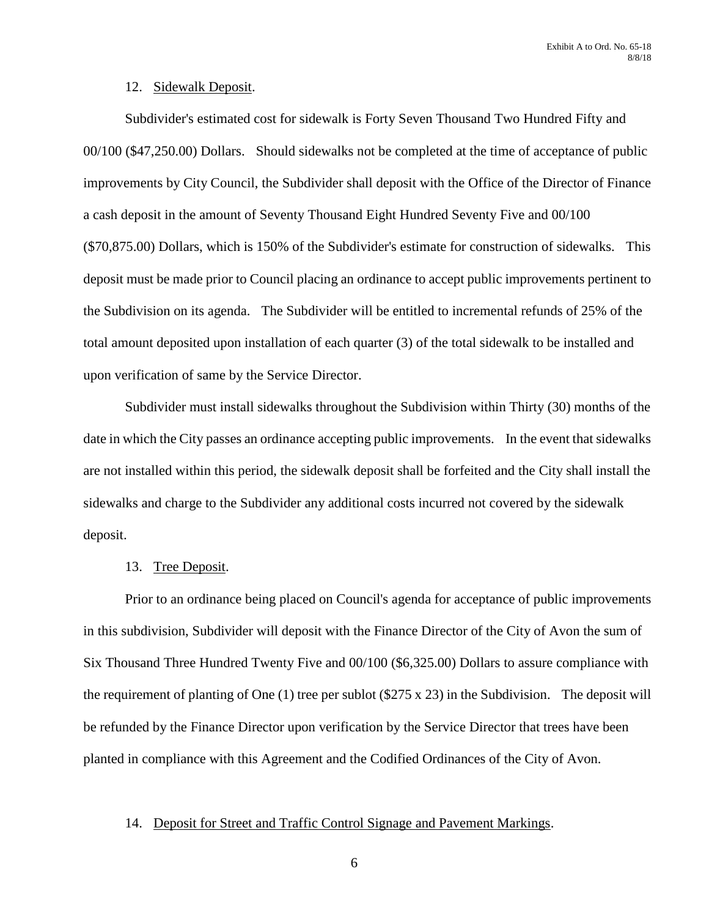12. Sidewalk Deposit.

Subdivider's estimated cost for sidewalk is Forty Seven Thousand Two Hundred Fifty and 00/100 ($47,250.00) Dollars. Should sidewalks not be completed at the time of acceptance of public improvements by City Council, the Subdivider shall deposit with the Office of the Director of Finance a cash deposit in the amount of Seventy Thousand Eight Hundred Seventy Five and 00/100 ($70,875.00) Dollars, which is 150% of the Subdivider's estimate for construction of sidewalks. This deposit must be made prior to Council placing an ordinance to accept public improvements pertinent to the Subdivision on its agenda. The Subdivider will be entitled to incremental refunds of 25% of the total amount deposited upon installation of each quarter (3) of the total sidewalk to be installed and upon verification of same by the Service Director.

Subdivider must install sidewalks throughout the Subdivision within Thirty (30) months of the date in which the City passes an ordinance accepting public improvements. In the event that sidewalks are not installed within this period, the sidewalk deposit shall be forfeited and the City shall install the sidewalks and charge to the Subdivider any additional costs incurred not covered by the sidewalk deposit.

13. Tree Deposit.

Prior to an ordinance being placed on Council's agenda for acceptance of public improvements in this subdivision, Subdivider will deposit with the Finance Director of the City of Avon the sum of Six Thousand Three Hundred Twenty Five and 00/100 ($6,325.00) Dollars to assure compliance with the requirement of planting of One (1) tree per sublot ($275 x 23) in the Subdivision. The deposit will be refunded by the Finance Director upon verification by the Service Director that trees have been planted in compliance with this Agreement and the Codified Ordinances of the City of Avon.

14. Deposit for Street and Traffic Control Signage and Pavement Markings.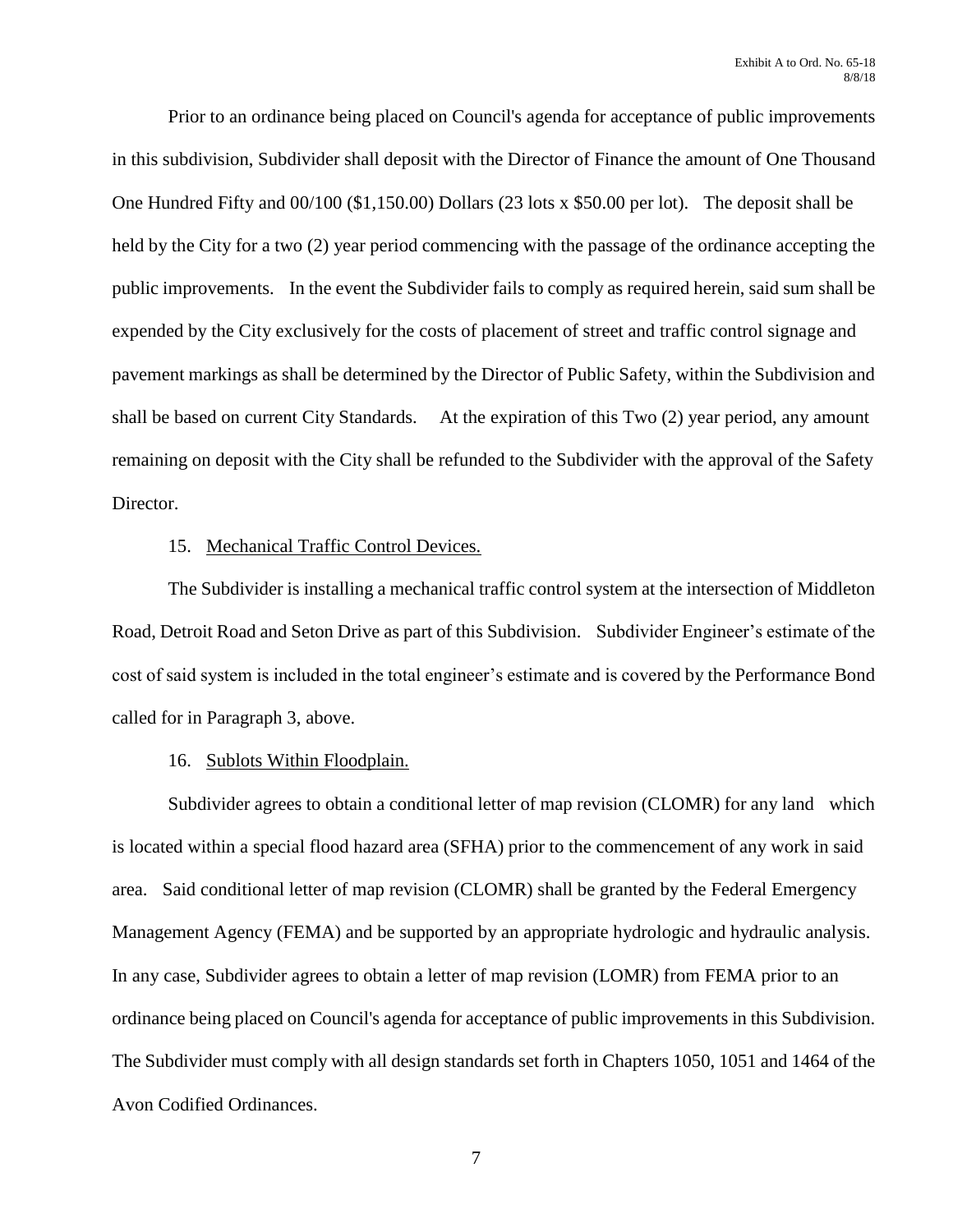Prior to an ordinance being placed on Council's agenda for acceptance of public improvements in this subdivision, Subdivider shall deposit with the Director of Finance the amount of One Thousand One Hundred Fifty and 00/100 ($1,150.00) Dollars (23 lots x $50.00 per lot). The deposit shall be held by the City for a two (2) year period commencing with the passage of the ordinance accepting the public improvements. In the event the Subdivider fails to comply as required herein, said sum shall be expended by the City exclusively for the costs of placement of street and traffic control signage and pavement markings as shall be determined by the Director of Public Safety, within the Subdivision and shall be based on current City Standards. At the expiration of this Two (2) year period, any amount remaining on deposit with the City shall be refunded to the Subdivider with the approval of the Safety Director.

15. <u>Mechanical Traffic Control Devices.</u>

The Subdivider is installing a mechanical traffic control system at the intersection of Middleton Road, Detroit Road and Seton Drive as part of this Subdivision. Subdivider Engineer's estimate of the cost of said system is included in the total engineer's estimate and is covered by the Performance Bond called for in Paragraph 3, above.

16. <u>Sublots Within Floodplain.</u>

Subdivider agrees to obtain a conditional letter of map revision (CLOMR) for any land which is located within a special flood hazard area (SFHA) prior to the commencement of any work in said area. Said conditional letter of map revision (CLOMR) shall be granted by the Federal Emergency Management Agency (FEMA) and be supported by an appropriate hydrologic and hydraulic analysis. In any case, Subdivider agrees to obtain a letter of map revision (LOMR) from FEMA prior to an ordinance being placed on Council's agenda for acceptance of public improvements in this Subdivision. The Subdivider must comply with all design standards set forth in Chapters 1050, 1051 and 1464 of the Avon Codified Ordinances.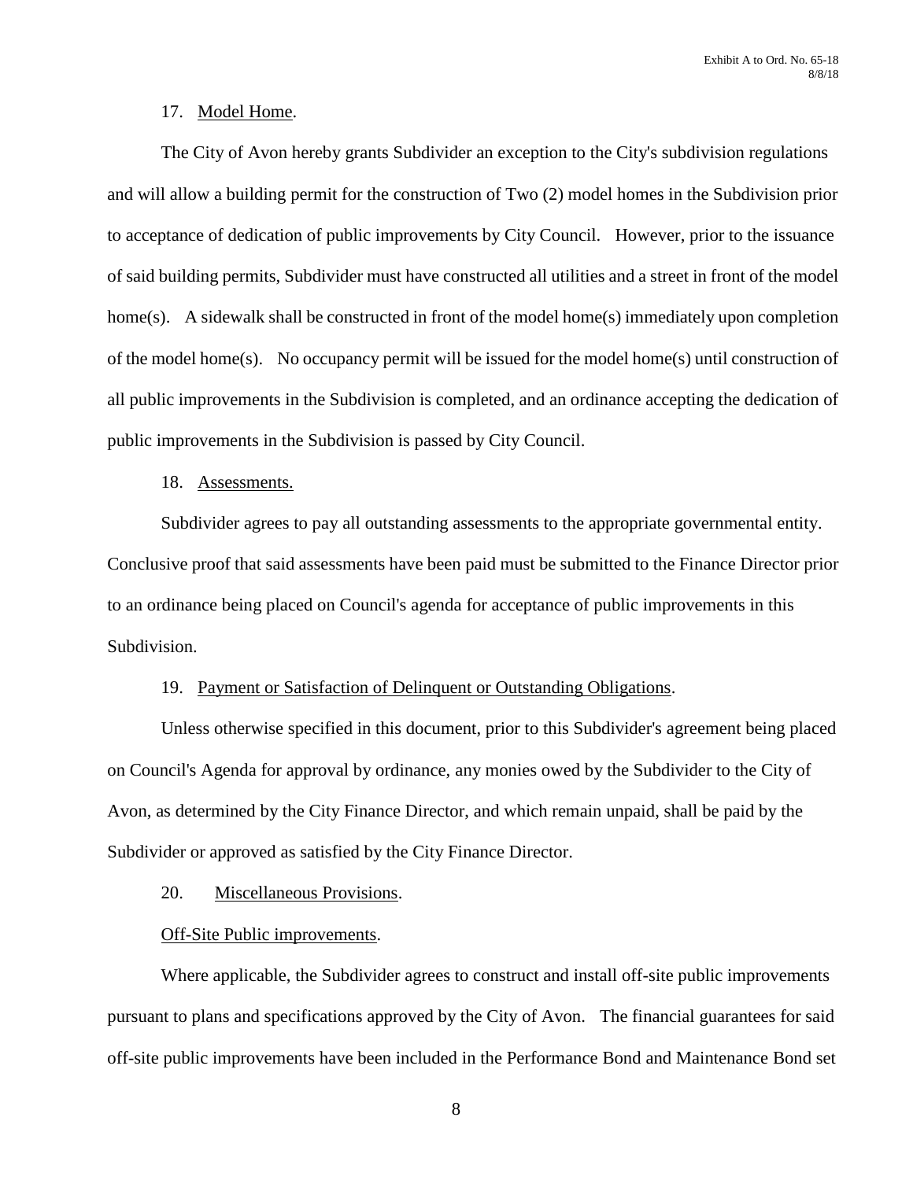17. Model Home.

The City of Avon hereby grants Subdivider an exception to the City's subdivision regulations and will allow a building permit for the construction of Two (2) model homes in the Subdivision prior to acceptance of dedication of public improvements by City Council. However, prior to the issuance of said building permits, Subdivider must have constructed all utilities and a street in front of the model home(s). A sidewalk shall be constructed in front of the model home(s) immediately upon completion of the model home(s). No occupancy permit will be issued for the model home(s) until construction of all public improvements in the Subdivision is completed, and an ordinance accepting the dedication of public improvements in the Subdivision is passed by City Council.

18. Assessments.

Subdivider agrees to pay all outstanding assessments to the appropriate governmental entity. Conclusive proof that said assessments have been paid must be submitted to the Finance Director prior to an ordinance being placed on Council's agenda for acceptance of public improvements in this Subdivision.

19. Payment or Satisfaction of Delinquent or Outstanding Obligations.

Unless otherwise specified in this document, prior to this Subdivider's agreement being placed on Council's Agenda for approval by ordinance, any monies owed by the Subdivider to the City of Avon, as determined by the City Finance Director, and which remain unpaid, shall be paid by the Subdivider or approved as satisfied by the City Finance Director.

20. Miscellaneous Provisions.

Off-Site Public improvements.

Where applicable, the Subdivider agrees to construct and install off-site public improvements pursuant to plans and specifications approved by the City of Avon. The financial guarantees for said off-site public improvements have been included in the Performance Bond and Maintenance Bond set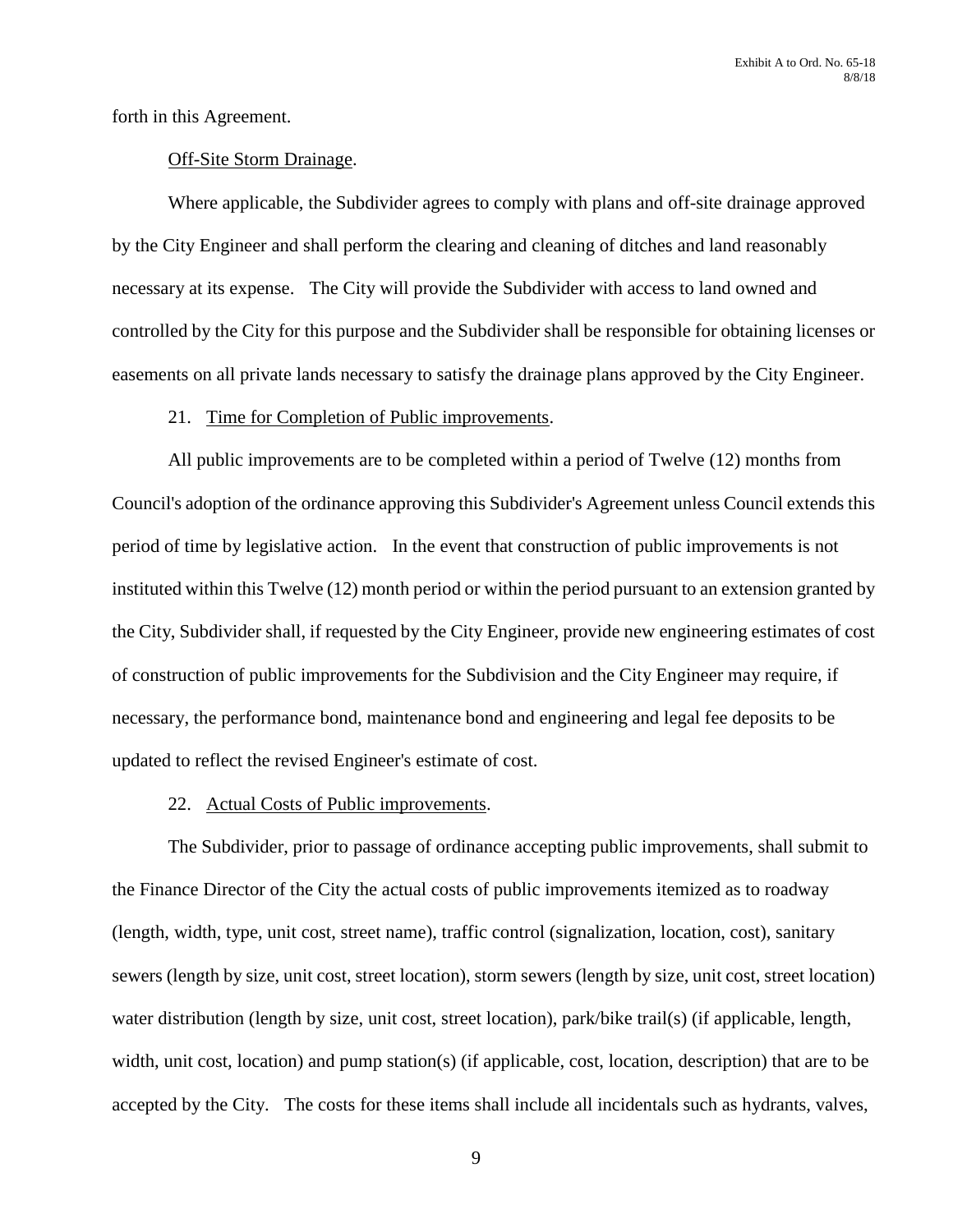forth in this Agreement.

Off-Site Storm Drainage.

Where applicable, the Subdivider agrees to comply with plans and off-site drainage approved by the City Engineer and shall perform the clearing and cleaning of ditches and land reasonably necessary at its expense. The City will provide the Subdivider with access to land owned and controlled by the City for this purpose and the Subdivider shall be responsible for obtaining licenses or easements on all private lands necessary to satisfy the drainage plans approved by the City Engineer.

21. Time for Completion of Public improvements.

All public improvements are to be completed within a period of Twelve (12) months from Council's adoption of the ordinance approving this Subdivider's Agreement unless Council extends this period of time by legislative action. In the event that construction of public improvements is not instituted within this Twelve (12) month period or within the period pursuant to an extension granted by the City, Subdivider shall, if requested by the City Engineer, provide new engineering estimates of cost of construction of public improvements for the Subdivision and the City Engineer may require, if necessary, the performance bond, maintenance bond and engineering and legal fee deposits to be updated to reflect the revised Engineer's estimate of cost.

22. Actual Costs of Public improvements.

The Subdivider, prior to passage of ordinance accepting public improvements, shall submit to the Finance Director of the City the actual costs of public improvements itemized as to roadway (length, width, type, unit cost, street name), traffic control (signalization, location, cost), sanitary sewers (length by size, unit cost, street location), storm sewers (length by size, unit cost, street location) water distribution (length by size, unit cost, street location), park/bike trail(s) (if applicable, length, width, unit cost, location) and pump station(s) (if applicable, cost, location, description) that are to be accepted by the City. The costs for these items shall include all incidentals such as hydrants, valves,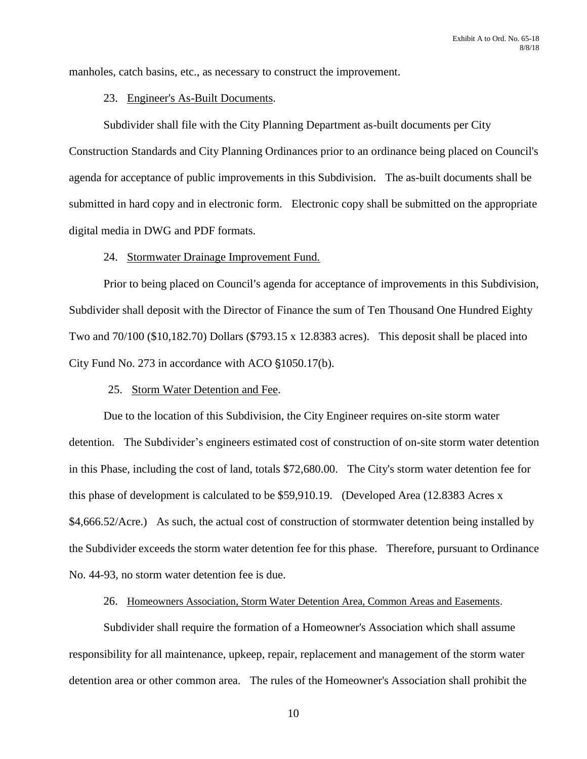manholes, catch basins, etc., as necessary to construct the improvement.

23. Engineer's As-Built Documents.

Subdivider shall file with the City Planning Department as-built documents per City Construction Standards and City Planning Ordinances prior to an ordinance being placed on Council's agenda for acceptance of public improvements in this Subdivision. The as-built documents shall be submitted in hard copy and in electronic form. Electronic copy shall be submitted on the appropriate digital media in DWG and PDF formats.

24. Stormwater Drainage Improvement Fund.

Prior to being placed on Council's agenda for acceptance of improvements in this Subdivision, Subdivider shall deposit with the Director of Finance the sum of Ten Thousand One Hundred Eighty Two and 70/100 ($10,182.70) Dollars ($793.15 x 12.8383 acres). This deposit shall be placed into City Fund No. 273 in accordance with ACO §1050.17(b).

25. Storm Water Detention and Fee.

Due to the location of this Subdivision, the City Engineer requires on-site storm water detention. The Subdivider's engineers estimated cost of construction of on-site storm water detention in this Phase, including the cost of land, totals $72,680.00. The City's storm water detention fee for this phase of development is calculated to be $59,910.19. (Developed Area (12.8383 Acres x $4,666.52/Acre.) As such, the actual cost of construction of stormwater detention being installed by the Subdivider exceeds the storm water detention fee for this phase. Therefore, pursuant to Ordinance No. 44-93, no storm water detention fee is due.

26. Homeowners Association, Storm Water Detention Area, Common Areas and Easements.

Subdivider shall require the formation of a Homeowner's Association which shall assume responsibility for all maintenance, upkeep, repair, replacement and management of the storm water detention area or other common area. The rules of the Homeowner's Association shall prohibit the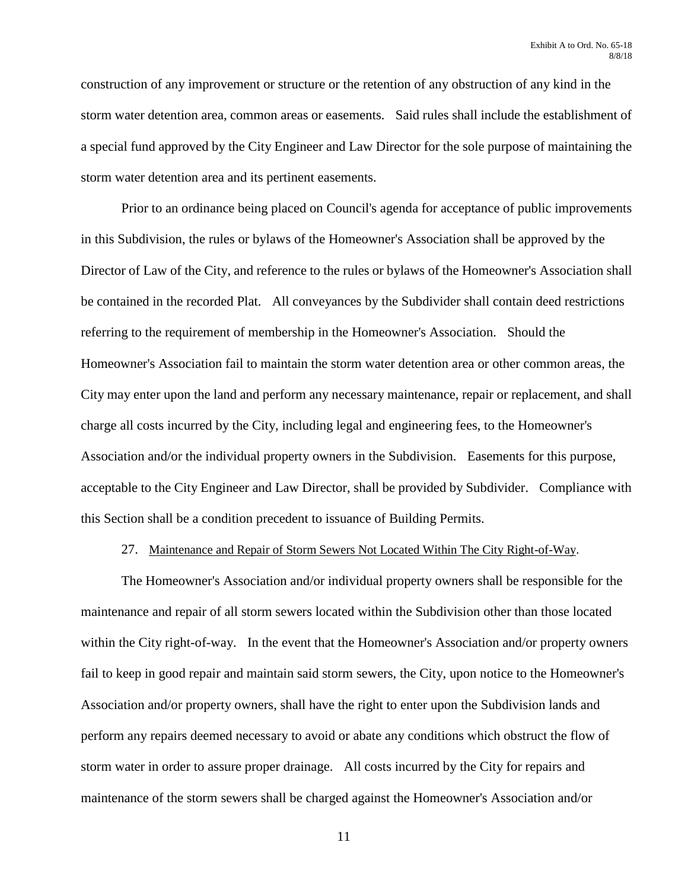construction of any improvement or structure or the retention of any obstruction of any kind in the storm water detention area, common areas or easements. Said rules shall include the establishment of a special fund approved by the City Engineer and Law Director for the sole purpose of maintaining the storm water detention area and its pertinent easements.

Prior to an ordinance being placed on Council's agenda for acceptance of public improvements in this Subdivision, the rules or bylaws of the Homeowner's Association shall be approved by the Director of Law of the City, and reference to the rules or bylaws of the Homeowner's Association shall be contained in the recorded Plat. All conveyances by the Subdivider shall contain deed restrictions referring to the requirement of membership in the Homeowner's Association. Should the Homeowner's Association fail to maintain the storm water detention area or other common areas, the City may enter upon the land and perform any necessary maintenance, repair or replacement, and shall charge all costs incurred by the City, including legal and engineering fees, to the Homeowner's Association and/or the individual property owners in the Subdivision. Easements for this purpose, acceptable to the City Engineer and Law Director, shall be provided by Subdivider. Compliance with this Section shall be a condition precedent to issuance of Building Permits.

27. <u>Maintenance and Repair of Storm Sewers Not Located Within The City Right-of-Way</u>.

The Homeowner's Association and/or individual property owners shall be responsible for the maintenance and repair of all storm sewers located within the Subdivision other than those located within the City right-of-way. In the event that the Homeowner's Association and/or property owners fail to keep in good repair and maintain said storm sewers, the City, upon notice to the Homeowner's Association and/or property owners, shall have the right to enter upon the Subdivision lands and perform any repairs deemed necessary to avoid or abate any conditions which obstruct the flow of storm water in order to assure proper drainage. All costs incurred by the City for repairs and maintenance of the storm sewers shall be charged against the Homeowner's Association and/or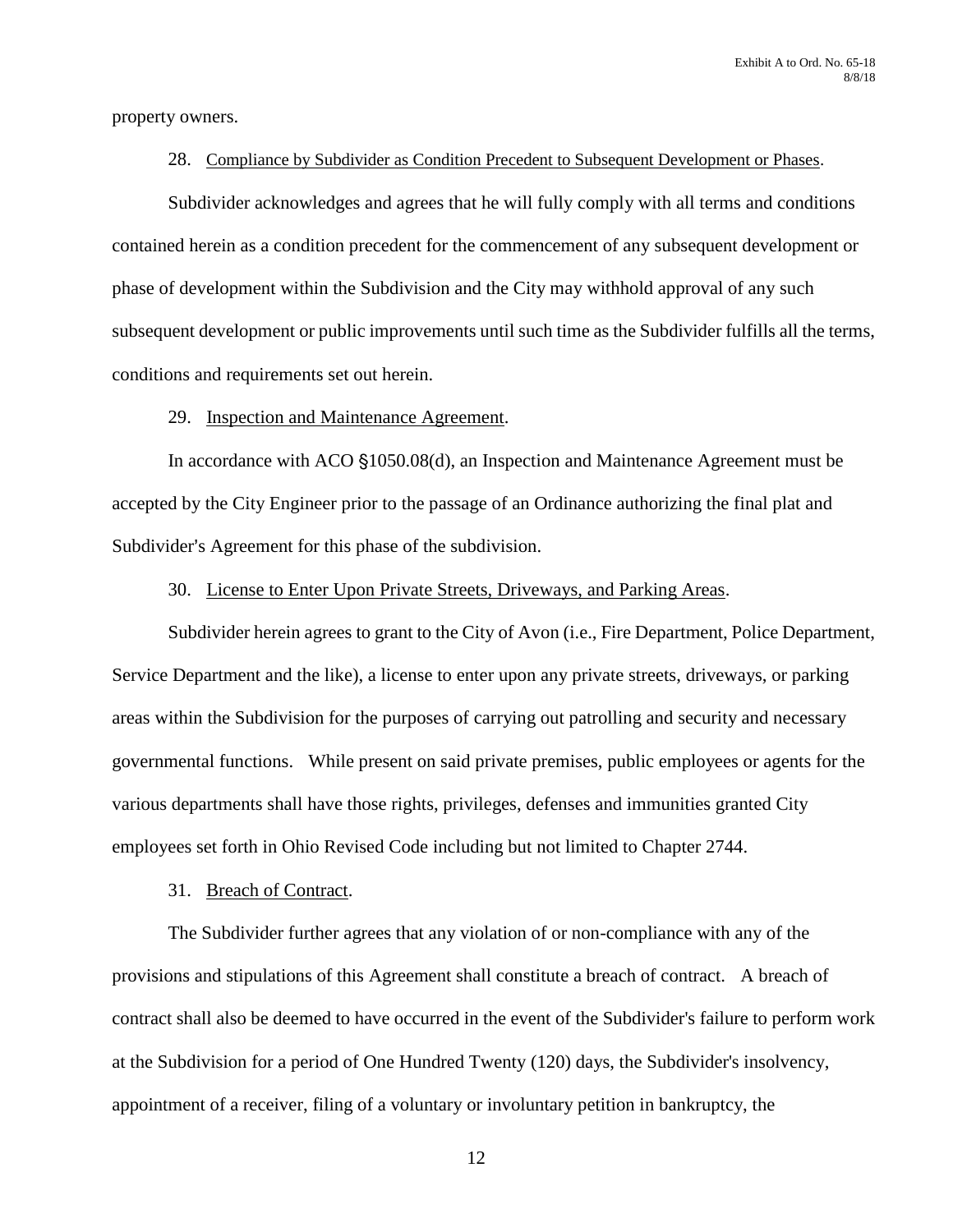property owners.

28. Compliance by Subdivider as Condition Precedent to Subsequent Development or Phases.

Subdivider acknowledges and agrees that he will fully comply with all terms and conditions contained herein as a condition precedent for the commencement of any subsequent development or phase of development within the Subdivision and the City may withhold approval of any such subsequent development or public improvements until such time as the Subdivider fulfills all the terms, conditions and requirements set out herein.

29. Inspection and Maintenance Agreement.

In accordance with ACO §1050.08(d), an Inspection and Maintenance Agreement must be accepted by the City Engineer prior to the passage of an Ordinance authorizing the final plat and Subdivider's Agreement for this phase of the subdivision.

30. License to Enter Upon Private Streets, Driveways, and Parking Areas.

Subdivider herein agrees to grant to the City of Avon (i.e., Fire Department, Police Department, Service Department and the like), a license to enter upon any private streets, driveways, or parking areas within the Subdivision for the purposes of carrying out patrolling and security and necessary governmental functions. While present on said private premises, public employees or agents for the various departments shall have those rights, privileges, defenses and immunities granted City employees set forth in Ohio Revised Code including but not limited to Chapter 2744.

31. Breach of Contract.

The Subdivider further agrees that any violation of or non-compliance with any of the provisions and stipulations of this Agreement shall constitute a breach of contract. A breach of contract shall also be deemed to have occurred in the event of the Subdivider's failure to perform work at the Subdivision for a period of One Hundred Twenty (120) days, the Subdivider's insolvency, appointment of a receiver, filing of a voluntary or involuntary petition in bankruptcy, the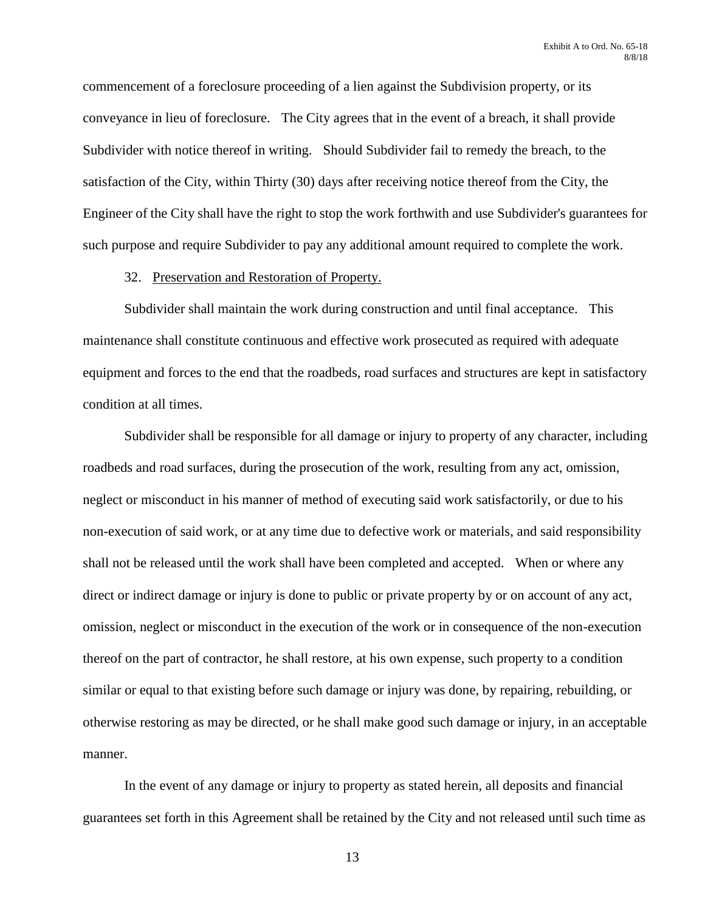commencement of a foreclosure proceeding of a lien against the Subdivision property, or its conveyance in lieu of foreclosure. The City agrees that in the event of a breach, it shall provide Subdivider with notice thereof in writing. Should Subdivider fail to remedy the breach, to the satisfaction of the City, within Thirty (30) days after receiving notice thereof from the City, the Engineer of the City shall have the right to stop the work forthwith and use Subdivider's guarantees for such purpose and require Subdivider to pay any additional amount required to complete the work.

32. Preservation and Restoration of Property.

Subdivider shall maintain the work during construction and until final acceptance. This maintenance shall constitute continuous and effective work prosecuted as required with adequate equipment and forces to the end that the roadbeds, road surfaces and structures are kept in satisfactory condition at all times.

Subdivider shall be responsible for all damage or injury to property of any character, including roadbeds and road surfaces, during the prosecution of the work, resulting from any act, omission, neglect or misconduct in his manner of method of executing said work satisfactorily, or due to his non-execution of said work, or at any time due to defective work or materials, and said responsibility shall not be released until the work shall have been completed and accepted. When or where any direct or indirect damage or injury is done to public or private property by or on account of any act, omission, neglect or misconduct in the execution of the work or in consequence of the non-execution thereof on the part of contractor, he shall restore, at his own expense, such property to a condition similar or equal to that existing before such damage or injury was done, by repairing, rebuilding, or otherwise restoring as may be directed, or he shall make good such damage or injury, in an acceptable manner.

In the event of any damage or injury to property as stated herein, all deposits and financial guarantees set forth in this Agreement shall be retained by the City and not released until such time as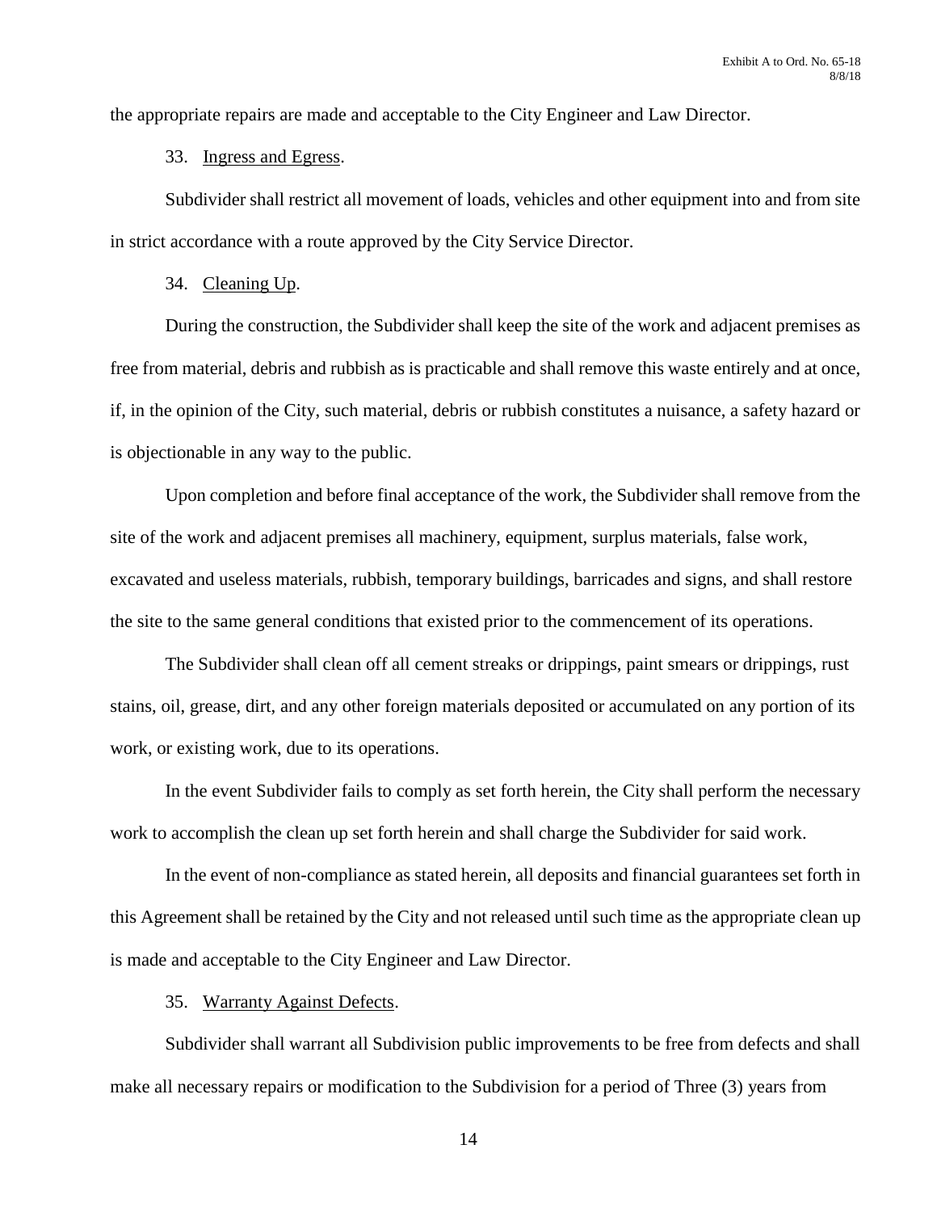the appropriate repairs are made and acceptable to the City Engineer and Law Director.

33. Ingress and Egress.

Subdivider shall restrict all movement of loads, vehicles and other equipment into and from site in strict accordance with a route approved by the City Service Director.

34. Cleaning Up.

During the construction, the Subdivider shall keep the site of the work and adjacent premises as free from material, debris and rubbish as is practicable and shall remove this waste entirely and at once, if, in the opinion of the City, such material, debris or rubbish constitutes a nuisance, a safety hazard or is objectionable in any way to the public.

Upon completion and before final acceptance of the work, the Subdivider shall remove from the site of the work and adjacent premises all machinery, equipment, surplus materials, false work, excavated and useless materials, rubbish, temporary buildings, barricades and signs, and shall restore the site to the same general conditions that existed prior to the commencement of its operations.

The Subdivider shall clean off all cement streaks or drippings, paint smears or drippings, rust stains, oil, grease, dirt, and any other foreign materials deposited or accumulated on any portion of its work, or existing work, due to its operations.

In the event Subdivider fails to comply as set forth herein, the City shall perform the necessary work to accomplish the clean up set forth herein and shall charge the Subdivider for said work.

In the event of non-compliance as stated herein, all deposits and financial guarantees set forth in this Agreement shall be retained by the City and not released until such time as the appropriate clean up is made and acceptable to the City Engineer and Law Director.

35. Warranty Against Defects.

Subdivider shall warrant all Subdivision public improvements to be free from defects and shall make all necessary repairs or modification to the Subdivision for a period of Three (3) years from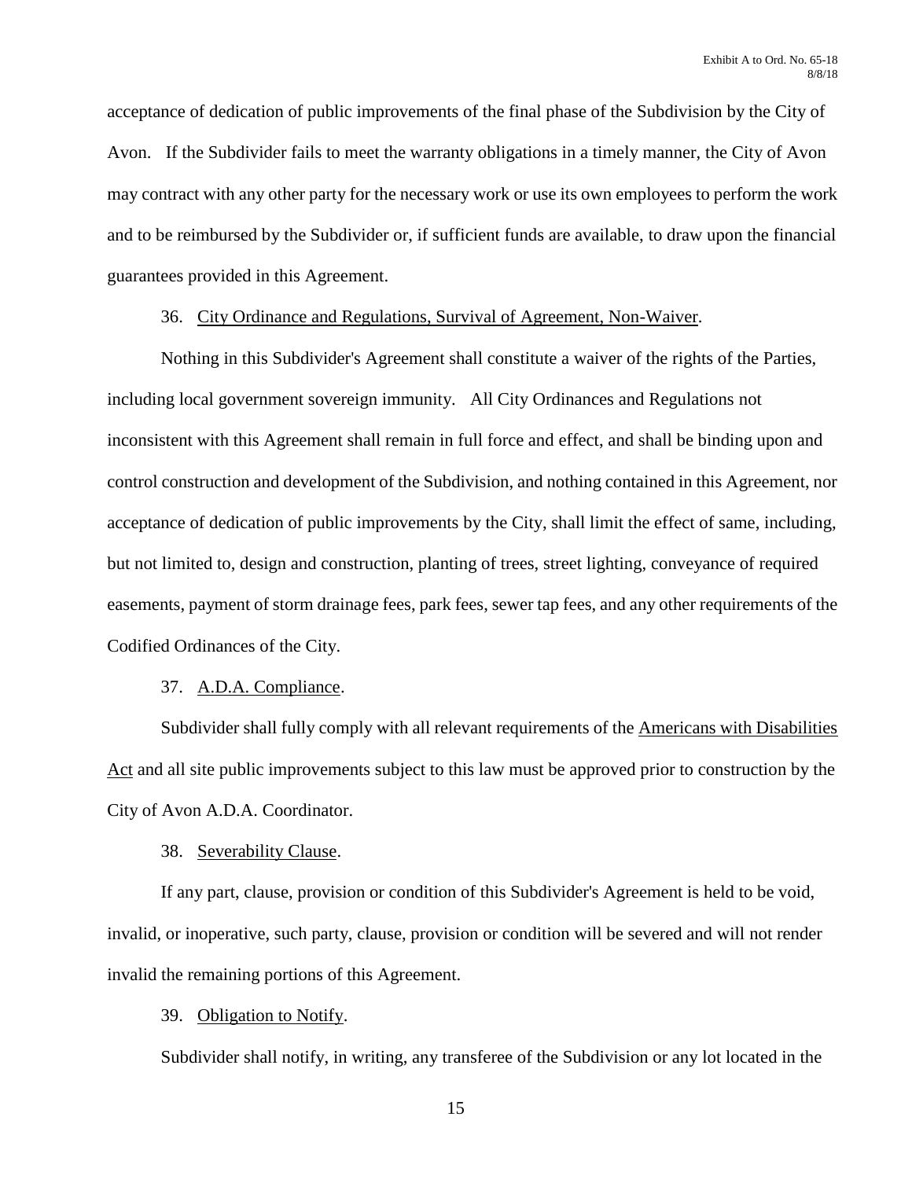acceptance of dedication of public improvements of the final phase of the Subdivision by the City of Avon. If the Subdivider fails to meet the warranty obligations in a timely manner, the City of Avon may contract with any other party for the necessary work or use its own employees to perform the work and to be reimbursed by the Subdivider or, if sufficient funds are available, to draw upon the financial guarantees provided in this Agreement.

36. City Ordinance and Regulations, Survival of Agreement, Non-Waiver.

Nothing in this Subdivider's Agreement shall constitute a waiver of the rights of the Parties, including local government sovereign immunity. All City Ordinances and Regulations not inconsistent with this Agreement shall remain in full force and effect, and shall be binding upon and control construction and development of the Subdivision, and nothing contained in this Agreement, nor acceptance of dedication of public improvements by the City, shall limit the effect of same, including, but not limited to, design and construction, planting of trees, street lighting, conveyance of required easements, payment of storm drainage fees, park fees, sewer tap fees, and any other requirements of the Codified Ordinances of the City.

37. A.D.A. Compliance.

Subdivider shall fully comply with all relevant requirements of the Americans with Disabilities Act and all site public improvements subject to this law must be approved prior to construction by the City of Avon A.D.A. Coordinator.

38. Severability Clause.

If any part, clause, provision or condition of this Subdivider's Agreement is held to be void, invalid, or inoperative, such party, clause, provision or condition will be severed and will not render invalid the remaining portions of this Agreement.

39. Obligation to Notify.

Subdivider shall notify, in writing, any transferee of the Subdivision or any lot located in the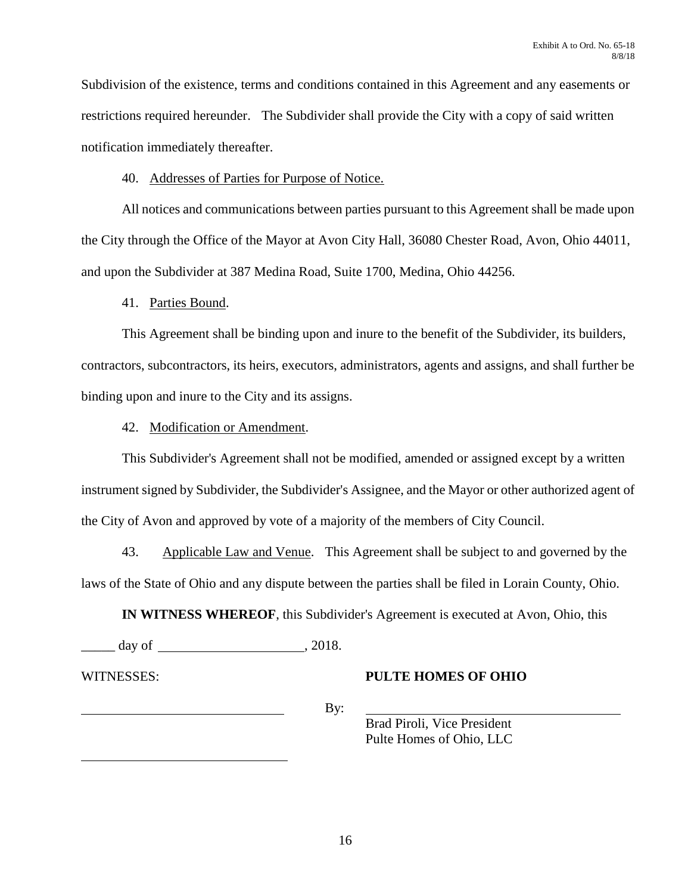Subdivision of the existence, terms and conditions contained in this Agreement and any easements or restrictions required hereunder. The Subdivider shall provide the City with a copy of said written notification immediately thereafter.

40. Addresses of Parties for Purpose of Notice.

All notices and communications between parties pursuant to this Agreement shall be made upon the City through the Office of the Mayor at Avon City Hall, 36080 Chester Road, Avon, Ohio 44011, and upon the Subdivider at 387 Medina Road, Suite 1700, Medina, Ohio 44256.

41. Parties Bound.

This Agreement shall be binding upon and inure to the benefit of the Subdivider, its builders, contractors, subcontractors, its heirs, executors, administrators, agents and assigns, and shall further be binding upon and inure to the City and its assigns.

42. Modification or Amendment.

This Subdivider's Agreement shall not be modified, amended or assigned except by a written instrument signed by Subdivider, the Subdivider's Assignee, and the Mayor or other authorized agent of the City of Avon and approved by vote of a majority of the members of City Council.

43. Applicable Law and Venue. This Agreement shall be subject to and governed by the laws of the State of Ohio and any dispute between the parties shall be filed in Lorain County, Ohio.

**IN WITNESS WHEREOF**, this Subdivider's Agreement is executed at Avon, Ohio, this _____ day of ______________________, 2018.

WITNESSES: **PULTE HOMES OF OHIO**

______________________________ By: ______________________________

Brad Piroli, Vice President
Pulte Homes of Ohio, LLC

______________________________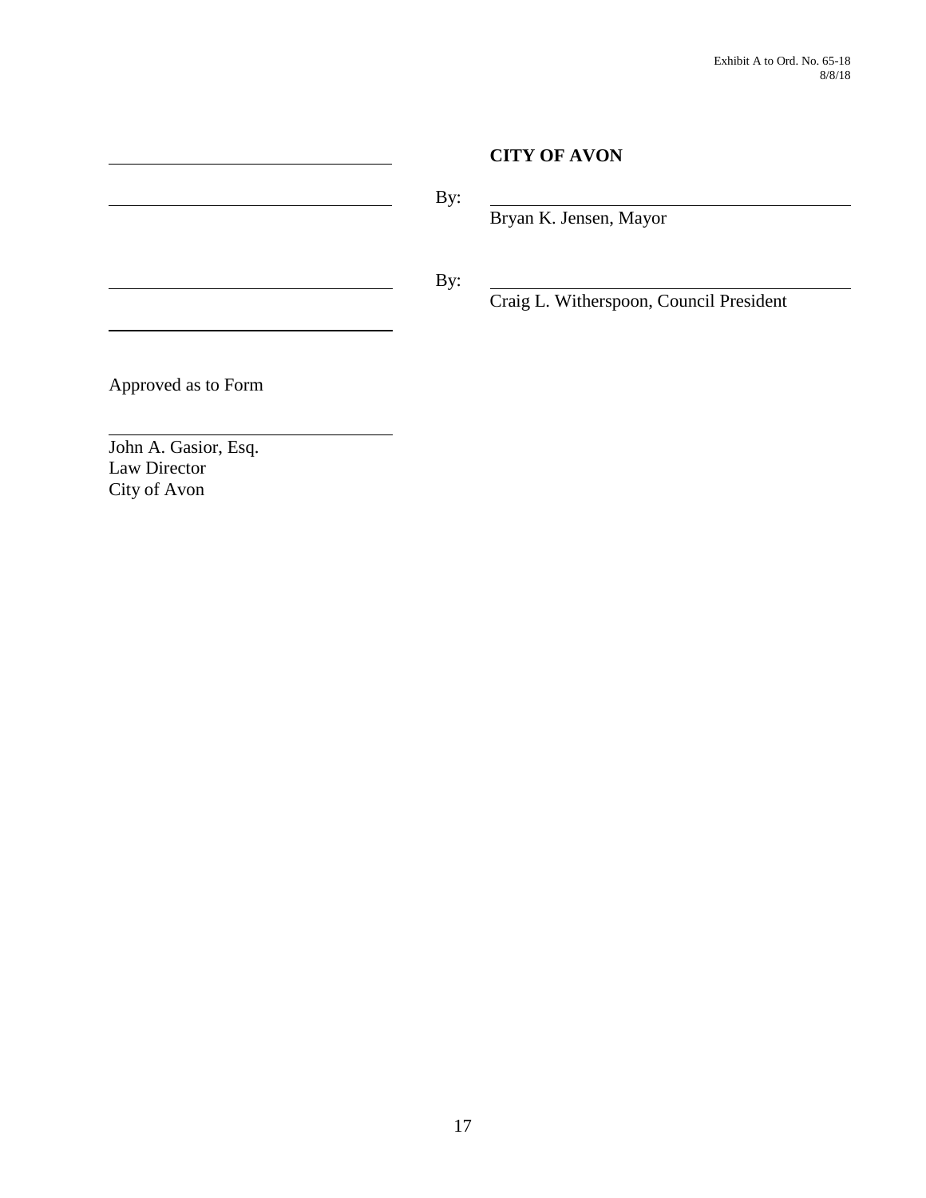**CITY OF AVON**

By: \_\_\_\_\_\_\_\_\_\_\_\_\_\_\_\_\_\_\_\_\_\_\_\_\_\_\_\_\_\_\_\_
Bryan K. Jensen, Mayor

By: \_\_\_\_\_\_\_\_\_\_\_\_\_\_\_\_\_\_\_\_\_\_\_\_\_\_\_\_\_\_\_\_
Craig L. Witherspoon, Council President

Approved as to Form

\_\_\_\_\_\_\_\_\_\_\_\_\_\_\_\_\_\_\_\_\_\_\_\_\_\_\_\_\_\_\_\_
John A. Gasior, Esq.
Law Director
City of Avon